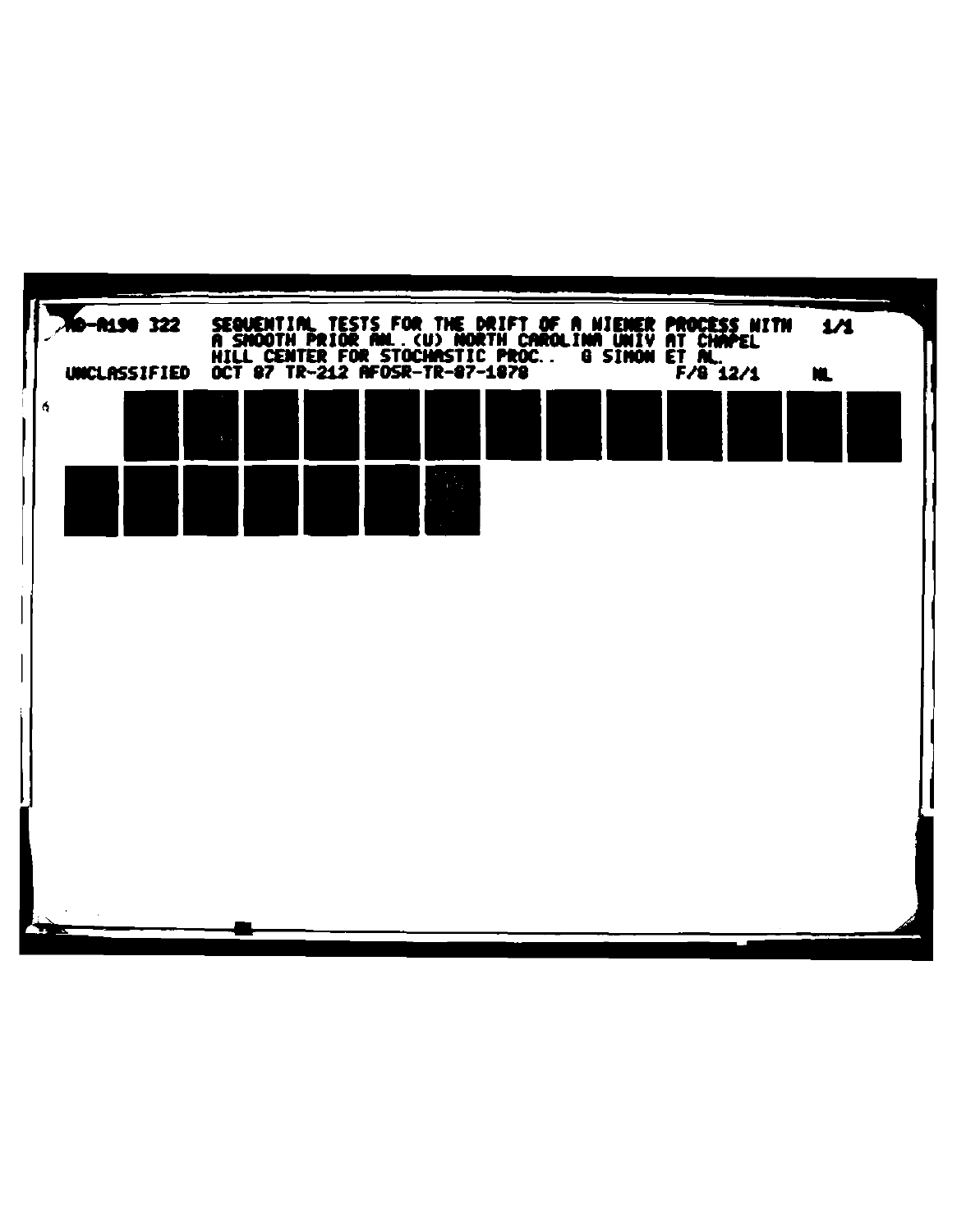AD-A190 322 SEQUENTIAL TESTS FOR THE DRIFT OF A WIENER PROCESS WITH A SMOOTH PRIOR AN..(U) NORTH CAROLINA UNIV AT CHAPEL HILL CENTER FOR STOCHASTIC PROC.. G SIMON ET AL. 1/1

UNCLASSIFIED OCT 87 TR-212 AFOSR-TR-87-1878 F/G 12/1 NL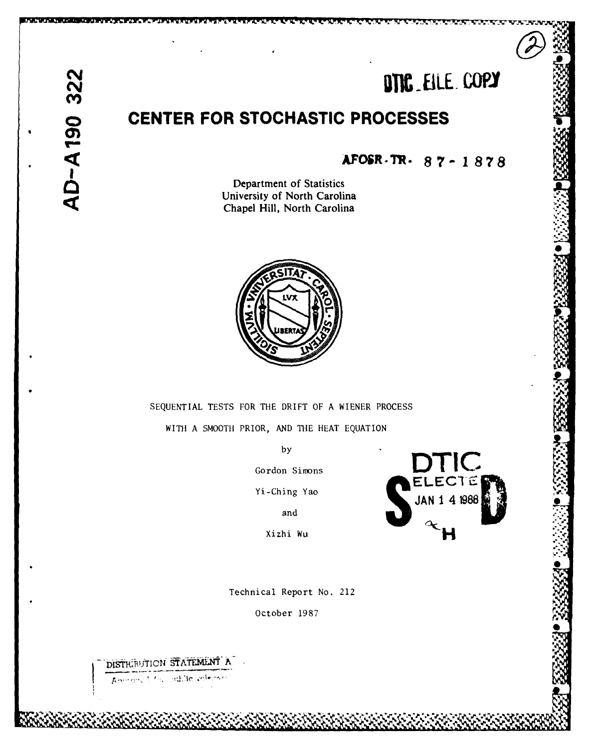AD-A190 322

DTIC FILE COPY

# CENTER FOR STOCHASTIC PROCESSES

**AFOSR-TR- 87-1878**

Department of Statistics
University of North Carolina
Chapel Hill, North Carolina

SEQUENTIAL TESTS FOR THE DRIFT OF A WIENER PROCESS

WITH A SMOOTH PRIOR, AND THE HEAT EQUATION

by

Gordon Simons

Yi-Ching Yao

and

Xizhi Wu

DTIC ELECTE JAN 1 4 1988

Technical Report No. 212

October 1987

DISTRIBUTION STATEMENT A

Approved for public release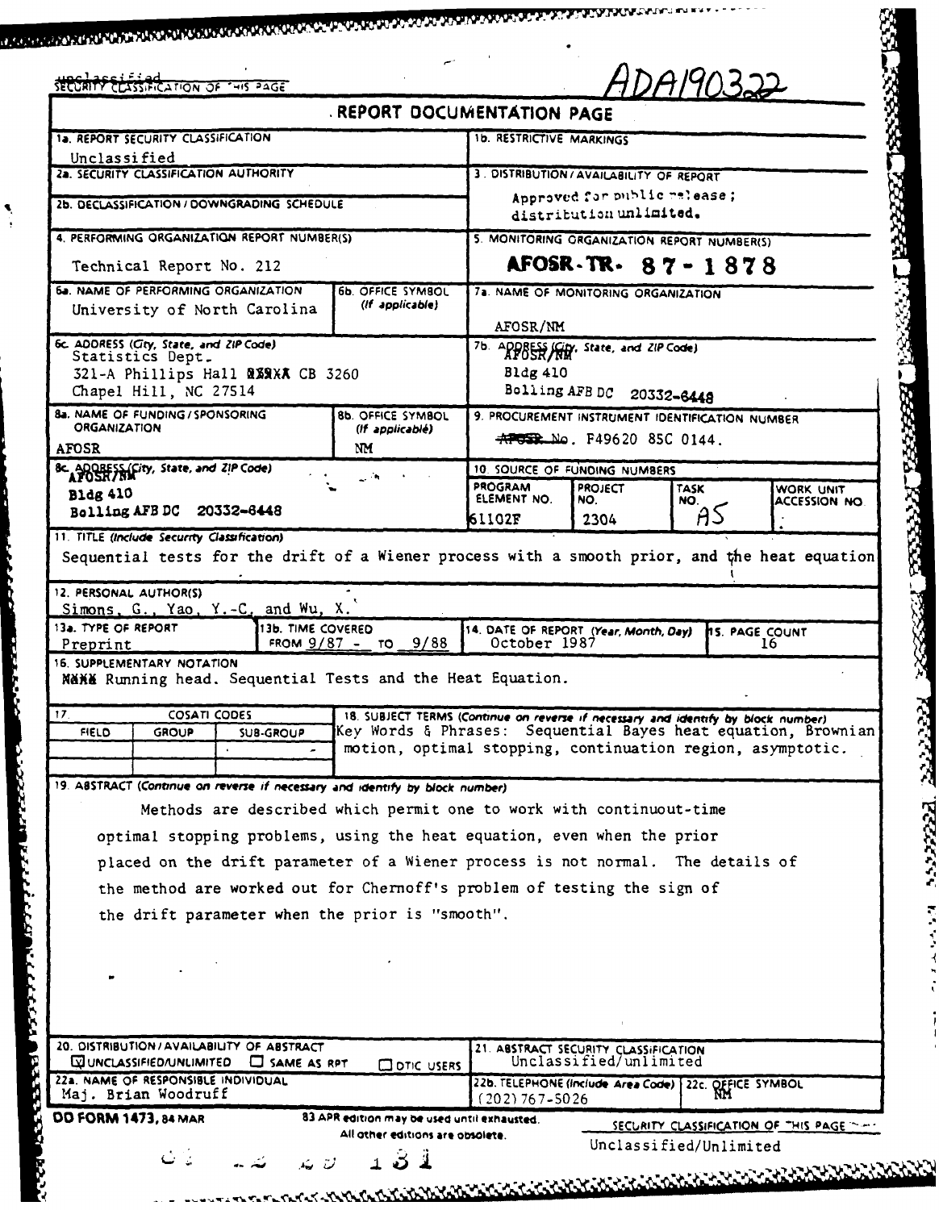unclassified

SECURITY CLASSIFICATION OF THIS PAGE

ADA190322

## REPORT DOCUMENTATION PAGE

| | |
|---|---|
| 1a. REPORT SECURITY CLASSIFICATION<br>Unclassified | 1b. RESTRICTIVE MARKINGS |
| 2a. SECURITY CLASSIFICATION AUTHORITY | 3. DISTRIBUTION/AVAILABILITY OF REPORT<br>Approved for public release; distribution unlimited. |
| 2b. DECLASSIFICATION/DOWNGRADING SCHEDULE | |
| 4. PERFORMING ORGANIZATION REPORT NUMBER(S)<br>Technical Report No. 212 | 5. MONITORING ORGANIZATION REPORT NUMBER(S)<br>**AFOSR-TR- 87-1878** |
| 6a. NAME OF PERFORMING ORGANIZATION<br>University of North Carolina<br>6b. OFFICE SYMBOL (If applicable) | 7a. NAME OF MONITORING ORGANIZATION<br>AFOSR/NM |
| 6c. ADDRESS (City, State, and ZIP Code)<br>Statistics Dept.<br>321-A Phillips Hall CB 3260<br>Chapel Hill, NC 27514 | 7b. ADDRESS (City, State, and ZIP Code)<br>AFOSR/NM<br>Bldg 410<br>Bolling AFB DC 20332-6448 |
| 8a. NAME OF FUNDING/SPONSORING ORGANIZATION<br>AFOSR<br>8b. OFFICE SYMBOL (If applicable)<br>NM | 9. PROCUREMENT INSTRUMENT IDENTIFICATION NUMBER<br>No. F49620 85C 0144. |
| 8c. ADDRESS (City, State, and ZIP Code)<br>AFOSR/NM<br>Bldg 410<br>Bolling AFB DC 20332-6448 | 10. SOURCE OF FUNDING NUMBERS<br>PROGRAM ELEMENT NO.: 61102F<br>PROJECT NO.: 2304<br>TASK NO.: A5<br>WORK UNIT ACCESSION NO.: |

11. TITLE (Include Security Classification)
Sequential tests for the drift of a Wiener process with a smooth prior, and the heat equation

12. PERSONAL AUTHOR(S)
Simons, G., Yao, Y.-C, and Wu, X.

| 13a. TYPE OF REPORT | 13b. TIME COVERED | 14. DATE OF REPORT (Year, Month, Day) | 15. PAGE COUNT |
|---|---|---|---|
| Preprint | FROM 9/87 - TO 9/88 | October 1987 | 16 |

16. SUPPLEMENTARY NOTATION
Running head. Sequential Tests and the Heat Equation.

| 17. COSATI CODES | | | 18. SUBJECT TERMS |
|---|---|---|---|
| FIELD | GROUP | SUB-GROUP | Key Words & Phrases: Sequential Bayes heat equation, Brownian motion, optimal stopping, continuation region, asymptotic. |

19. ABSTRACT (Continue on reverse if necessary and identify by block number)

Methods are described which permit one to work with continuout-time optimal stopping problems, using the heat equation, even when the prior placed on the drift parameter of a Wiener process is not normal. The details of the method are worked out for Chernoff's problem of testing the sign of the drift parameter when the prior is "smooth".

| | |
|---|---|
| 20. DISTRIBUTION/AVAILABILITY OF ABSTRACT<br>☒ UNCLASSIFIED/UNLIMITED ☐ SAME AS RPT ☐ DTIC USERS | 21. ABSTRACT SECURITY CLASSIFICATION<br>Unclassified/unlimited |
| 22a. NAME OF RESPONSIBLE INDIVIDUAL<br>Maj. Brian Woodruff | 22b. TELEPHONE (Include Area Code)<br>(202) 767-5026<br>22c. OFFICE SYMBOL<br>NM |

DD FORM 1473, 84 MAR — 83 APR edition may be used until exhausted. All other editions are obsolete.

SECURITY CLASSIFICATION OF THIS PAGE
Unclassified/Unlimited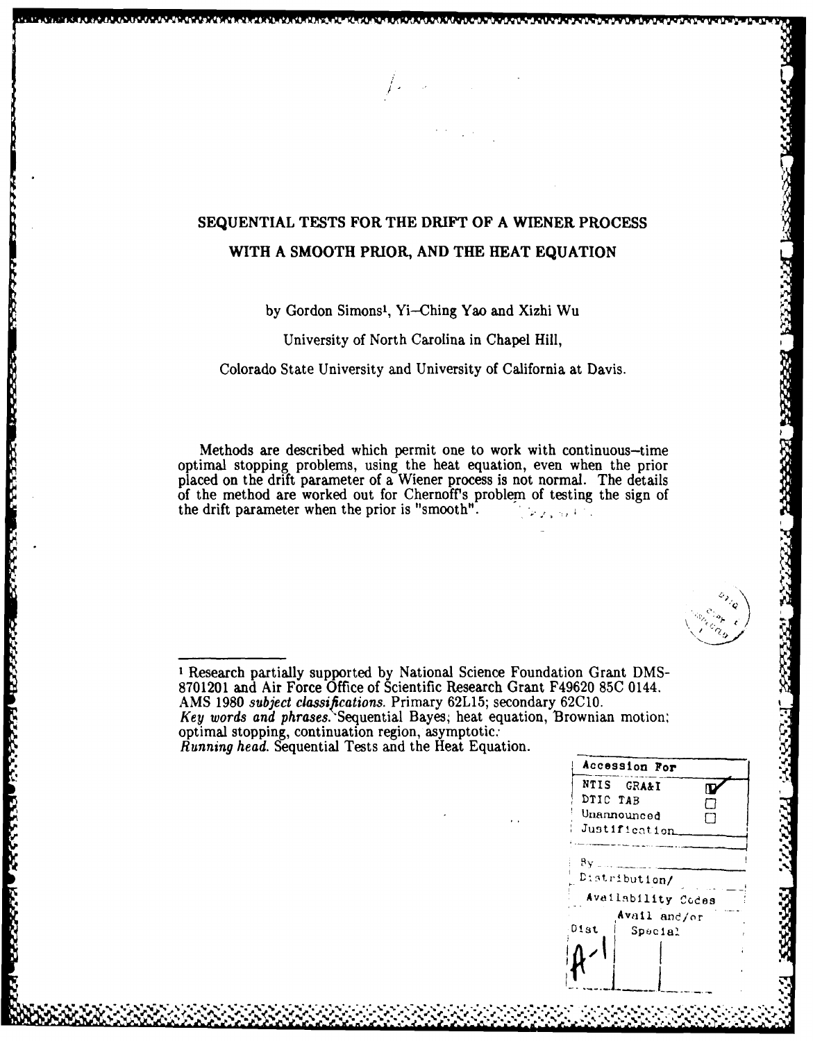# SEQUENTIAL TESTS FOR THE DRIFT OF A WIENER PROCESS WITH A SMOOTH PRIOR, AND THE HEAT EQUATION

by Gordon Simons[1], Yi–Ching Yao and Xizhi Wu

University of North Carolina in Chapel Hill,

Colorado State University and University of California at Davis.

Methods are described which permit one to work with continuous–time optimal stopping problems, using the heat equation, even when the prior placed on the drift parameter of a Wiener process is not normal. The details of the method are worked out for Chernoff's problem of testing the sign of the drift parameter when the prior is "smooth".

---

[1] Research partially supported by National Science Foundation Grant DMS-8701201 and Air Force Office of Scientific Research Grant F49620 85C 0144.

AMS 1980 *subject classifications.* Primary 62L15; secondary 62C10.

*Key words and phrases.* Sequential Bayes; heat equation, Brownian motion; optimal stopping, continuation region, asymptotic.

*Running head.* Sequential Tests and the Heat Equation.

| Accession For | |
|---|---|
| NTIS GRA&I | ☑ |
| DTIC TAB | ☐ |
| Unannounced | ☐ |
| Justification | |
| By | |
| Distribution/ | |
| Availability Codes | |
| Dist | Avail and/or Special |
| A-1 | |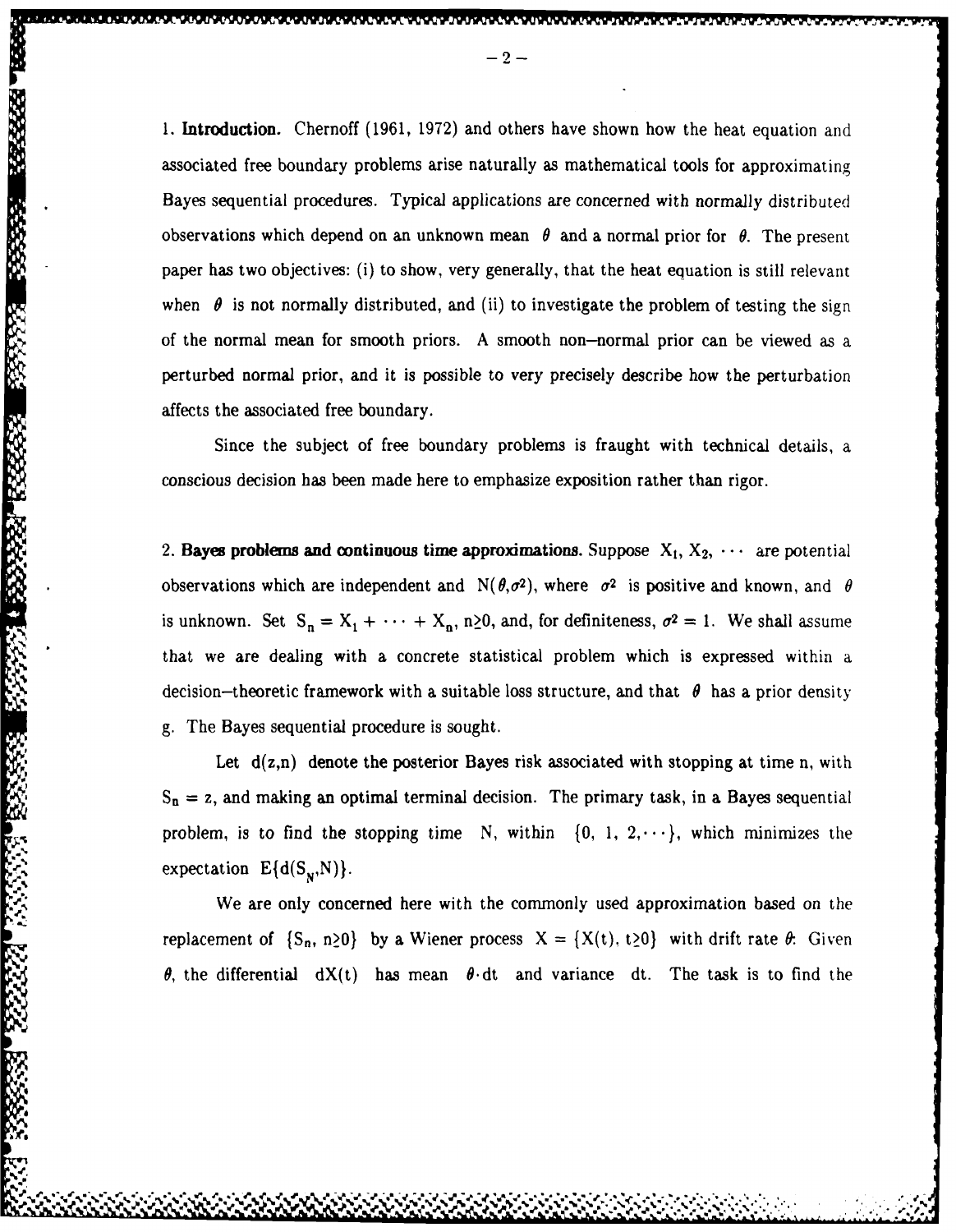**1. Introduction.** Chernoff (1961, 1972) and others have shown how the heat equation and associated free boundary problems arise naturally as mathematical tools for approximating Bayes sequential procedures. Typical applications are concerned with normally distributed observations which depend on an unknown mean $\theta$ and a normal prior for $\theta$. The present paper has two objectives: (i) to show, very generally, that the heat equation is still relevant when $\theta$ is not normally distributed, and (ii) to investigate the problem of testing the sign of the normal mean for smooth priors. A smooth non–normal prior can be viewed as a perturbed normal prior, and it is possible to very precisely describe how the perturbation affects the associated free boundary.

Since the subject of free boundary problems is fraught with technical details, a conscious decision has been made here to emphasize exposition rather than rigor.

**2. Bayes problems and continuous time approximations.** Suppose $X_1, X_2, \cdots$ are potential observations which are independent and $N(\theta,\sigma^2)$, where $\sigma^2$ is positive and known, and $\theta$ is unknown. Set $S_n = X_1 + \cdots + X_n$, $n \geq 0$, and, for definiteness, $\sigma^2 = 1$. We shall assume that we are dealing with a concrete statistical problem which is expressed within a decision–theoretic framework with a suitable loss structure, and that $\theta$ has a prior density g. The Bayes sequential procedure is sought.

Let $d(z,n)$ denote the posterior Bayes risk associated with stopping at time n, with $S_n = z$, and making an optimal terminal decision. The primary task, in a Bayes sequential problem, is to find the stopping time N, within $\{0, 1, 2, \cdots\}$, which minimizes the expectation $E\{d(S_N,N)\}$.

We are only concerned here with the commonly used approximation based on the replacement of $\{S_n, n\geq 0\}$ by a Wiener process $X = \{X(t), t\geq 0\}$ with drift rate $\theta$: Given $\theta$, the differential $dX(t)$ has mean $\theta \cdot dt$ and variance $dt$. The task is to find the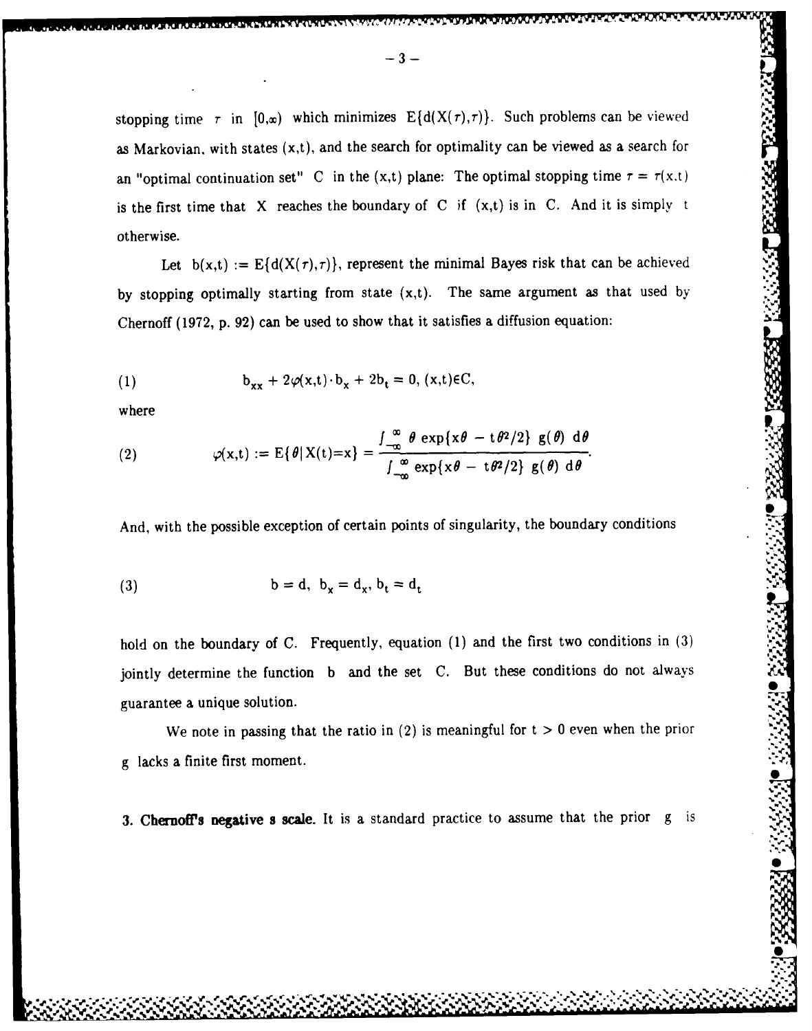stopping time $\tau$ in $[0,\infty)$ which minimizes $E\{d(X(\tau),\tau)\}$. Such problems can be viewed as Markovian, with states $(x,t)$, and the search for optimality can be viewed as a search for an "optimal continuation set" $C$ in the $(x,t)$ plane: The optimal stopping time $\tau = \tau(x,t)$ is the first time that $X$ reaches the boundary of $C$ if $(x,t)$ is in $C$. And it is simply $t$ otherwise.

Let $b(x,t) := E\{d(X(\tau),\tau)\}$, represent the minimal Bayes risk that can be achieved by stopping optimally starting from state $(x,t)$. The same argument as that used by Chernoff (1972, p. 92) can be used to show that it satisfies a diffusion equation:

$$b_{xx} + 2\varphi(x,t)\cdot b_x + 2b_t = 0, \ (x,t)\in C, \tag{1}$$

where

$$\varphi(x,t) := E\{\theta | X(t)=x\} = \frac{\int_{-\infty}^{\infty} \theta \exp\{x\theta - t\theta^2/2\}\ g(\theta)\ d\theta}{\int_{-\infty}^{\infty} \exp\{x\theta - t\theta^2/2\}\ g(\theta)\ d\theta}. \tag{2}$$

And, with the possible exception of certain points of singularity, the boundary conditions

$$b = d, \ b_x = d_x, \ b_t = d_t \tag{3}$$

hold on the boundary of C. Frequently, equation (1) and the first two conditions in (3) jointly determine the function $b$ and the set $C$. But these conditions do not always guarantee a unique solution.

We note in passing that the ratio in (2) is meaningful for $t > 0$ even when the prior $g$ lacks a finite first moment.

**3. Chernoff's negative s scale.** It is a standard practice to assume that the prior $g$ is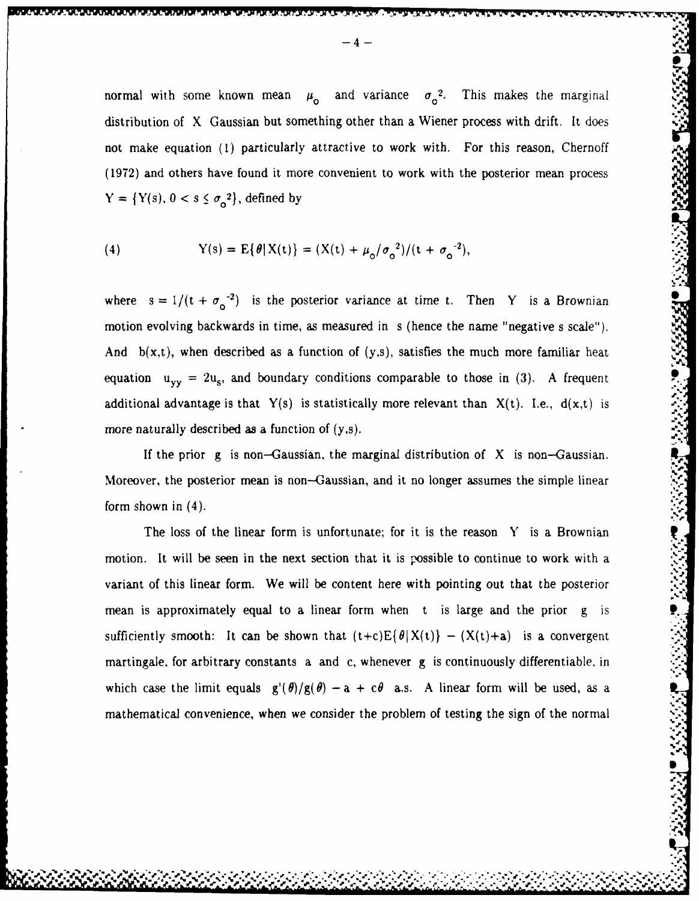normal with some known mean $\mu_o$ and variance $\sigma_o^2$. This makes the marginal distribution of X Gaussian but something other than a Wiener process with drift. It does not make equation (1) particularly attractive to work with. For this reason, Chernoff (1972) and others have found it more convenient to work with the posterior mean process $Y = \{Y(s), 0 < s \leq \sigma_o^2\}$, defined by

$$Y(s) = E\{\theta | X(t)\} = (X(t) + \mu_o/\sigma_o^2)/(t + \sigma_o^{-2}), \tag{4}$$

where $s = 1/(t + \sigma_o^{-2})$ is the posterior variance at time t. Then Y is a Brownian motion evolving backwards in time, as measured in s (hence the name "negative s scale"). And $b(x,t)$, when described as a function of $(y,s)$, satisfies the much more familiar heat equation $u_{yy} = 2u_s$, and boundary conditions comparable to those in (3). A frequent additional advantage is that $Y(s)$ is statistically more relevant than $X(t)$. I.e., $d(x,t)$ is more naturally described as a function of $(y,s)$.

If the prior g is non–Gaussian, the marginal distribution of X is non–Gaussian. Moreover, the posterior mean is non–Gaussian, and it no longer assumes the simple linear form shown in (4).

The loss of the linear form is unfortunate; for it is the reason Y is a Brownian motion. It will be seen in the next section that it is possible to continue to work with a variant of this linear form. We will be content here with pointing out that the posterior mean is approximately equal to a linear form when t is large and the prior g is sufficiently smooth: It can be shown that $(t+c)E\{\theta|X(t)\} - (X(t)+a)$ is a convergent martingale, for arbitrary constants a and c, whenever g is continuously differentiable, in which case the limit equals $g'(\theta)/g(\theta) - a + c\theta$ a.s. A linear form will be used, as a mathematical convenience, when we consider the problem of testing the sign of the normal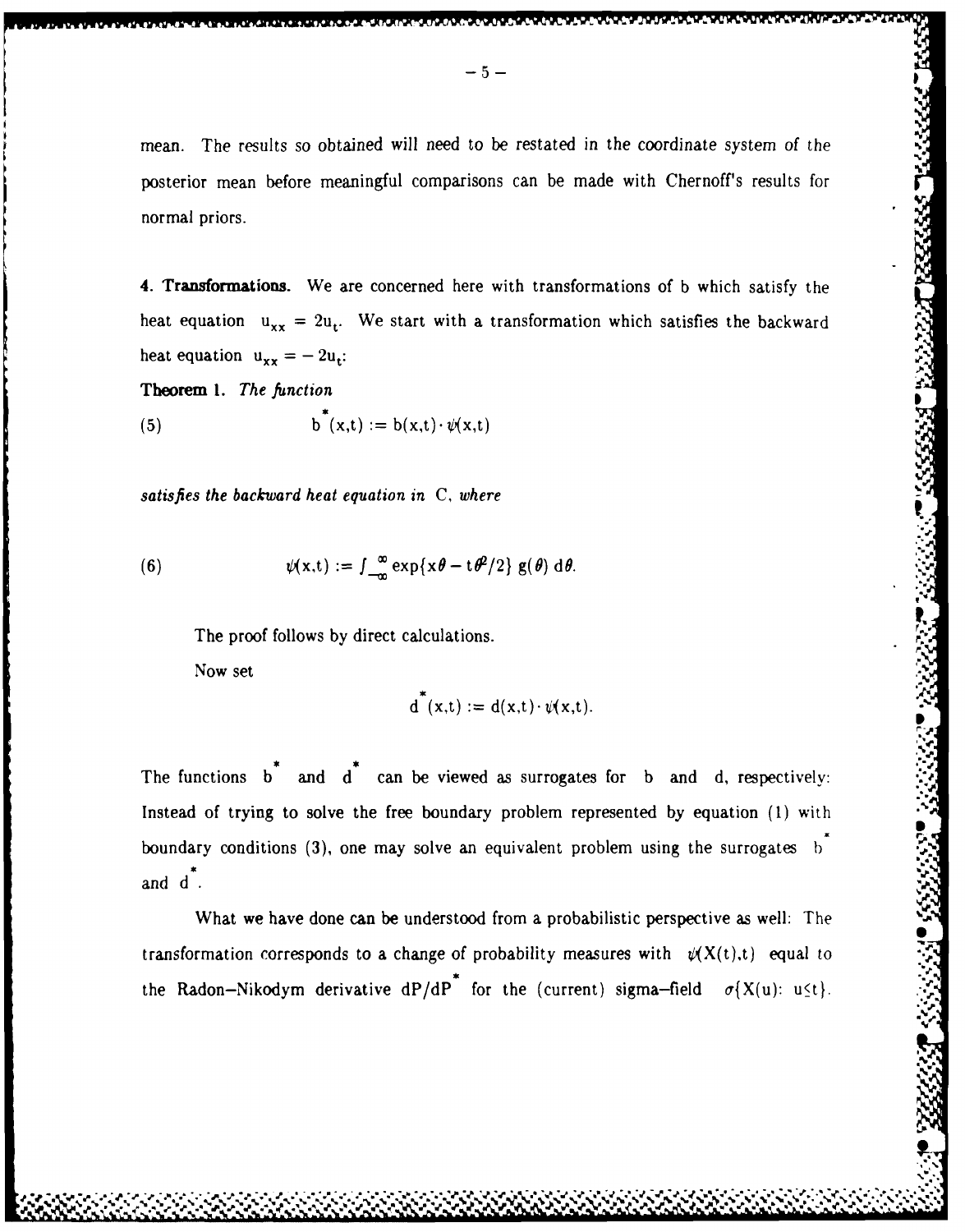mean. The results so obtained will need to be restated in the coordinate system of the posterior mean before meaningful comparisons can be made with Chernoff's results for normal priors.

**4. Transformations.** We are concerned here with transformations of b which satisfy the heat equation $u_{xx} = 2u_t$. We start with a transformation which satisfies the backward heat equation $u_{xx} = -2u_t$:

**Theorem 1.** *The function*

$$b^*(x,t) := b(x,t) \cdot \psi(x,t) \tag{5}$$

*satisfies the backward heat equation in* C, *where*

$$\psi(x,t) := \int_{-\infty}^{\infty} \exp\{x\theta - t\theta^2/2\}\, g(\theta)\, d\theta. \tag{6}$$

The proof follows by direct calculations.

Now set

$$d^*(x,t) := d(x,t) \cdot \psi(x,t).$$

The functions $b^*$ and $d^*$ can be viewed as surrogates for b and d, respectively: Instead of trying to solve the free boundary problem represented by equation (1) with boundary conditions (3), one may solve an equivalent problem using the surrogates $b^*$ and $d^*$.

What we have done can be understood from a probabilistic perspective as well: The transformation corresponds to a change of probability measures with $\psi(X(t),t)$ equal to the Radon–Nikodym derivative $dP/dP^*$ for the (current) sigma–field $\sigma\{X(u): u \le t\}$.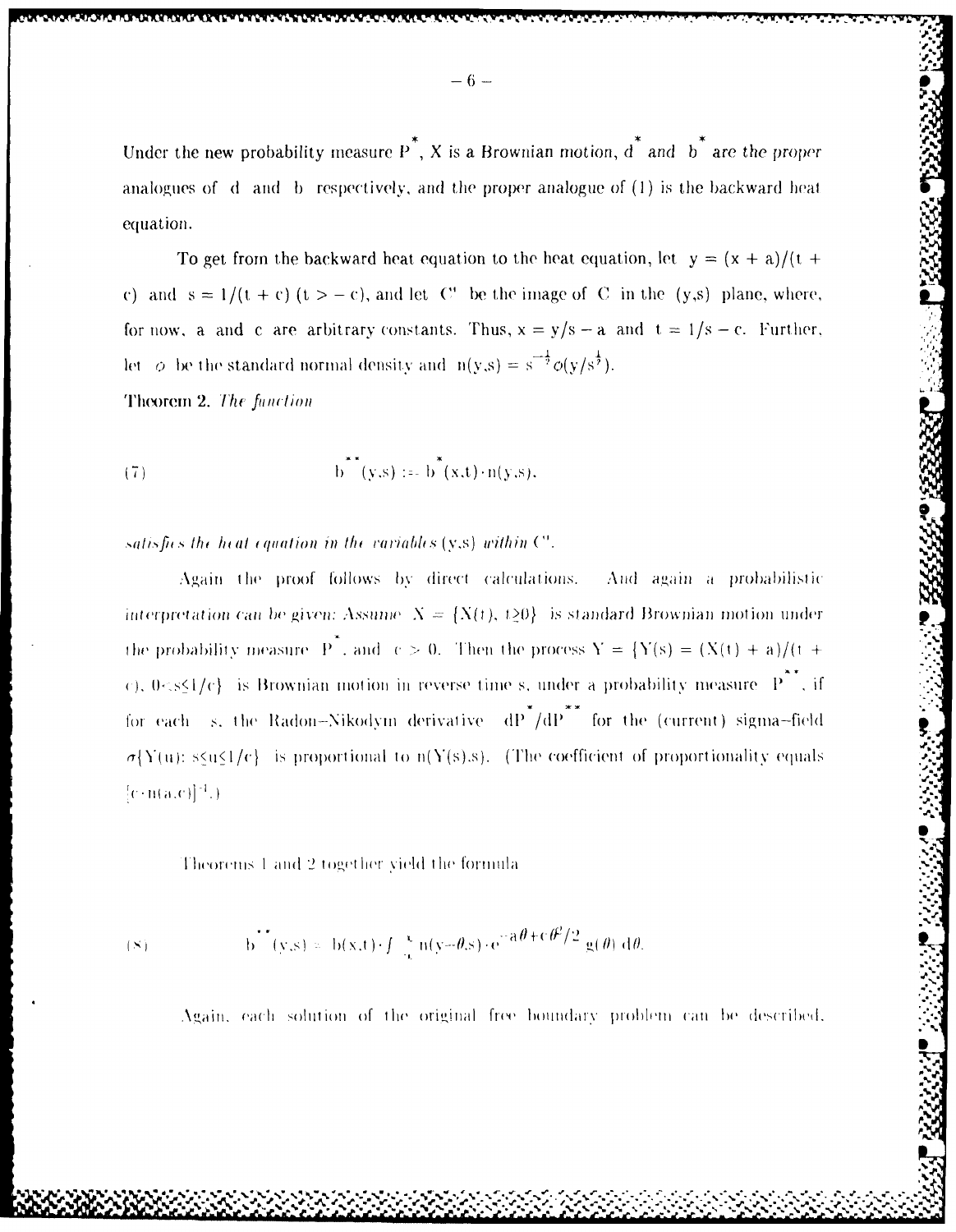Under the new probability measure $P^*$, X is a Brownian motion, $d^*$ and $b^*$ are *the proper* analogues of d and b respectively, and the proper analogue of (1) is the backward heat equation.

To get from the backward heat equation to the heat equation, let $y = (x + a)/(t + c)$ and $s = 1/(t + c)$ $(t > -c)$, and let $C''$ be the image of C in the (y,s) plane, where, for now, a and c are arbitrary constants. Thus, $x = y/s - a$ and $t = 1/s - c$. Further, let $\phi$ be the standard normal density and $n(y,s) = s^{-\frac{1}{2}}\phi(y/s^{\frac{1}{2}})$.

**Theorem 2.** *The function*

$$b^{**}(y,s) := b^*(x,t) \cdot n(y,s), \tag{7}$$

*satisfies the heat equation in the variables* (y,s) *within* $C''$.

Again the proof follows by direct calculations. And again a probabilistic *interpretation can be given: Assume* $X = \{X(t), t \geq 0\}$ is standard Brownian motion under the probability measure $P^*$, and $c > 0$. Then the process $Y = \{Y(s) = (X(t) + a)/(t + c), 0 < s \leq 1/c\}$ is Brownian motion in reverse time s, under a probability measure $P^{**}$, if for each s, the Radon–Nikodym derivative $dP^*/dP^{**}$ for the (current) sigma-field $\sigma\{Y(u): s \leq u \leq 1/c\}$ is proportional to $n(Y(s),s)$. (The coefficient of proportionality equals $[c \cdot n(a,c)]^{-1}$.)

Theorems 1 and 2 together yield the formula

$$b^{**}(y,s) = b(x,t) \cdot \int_{-\infty}^{\infty} n(y-\theta,s) \cdot e^{-a\theta + c\theta^2/2}\, g(\theta)\, d\theta. \tag{8}$$

Again, each solution of the original free boundary problem can be described,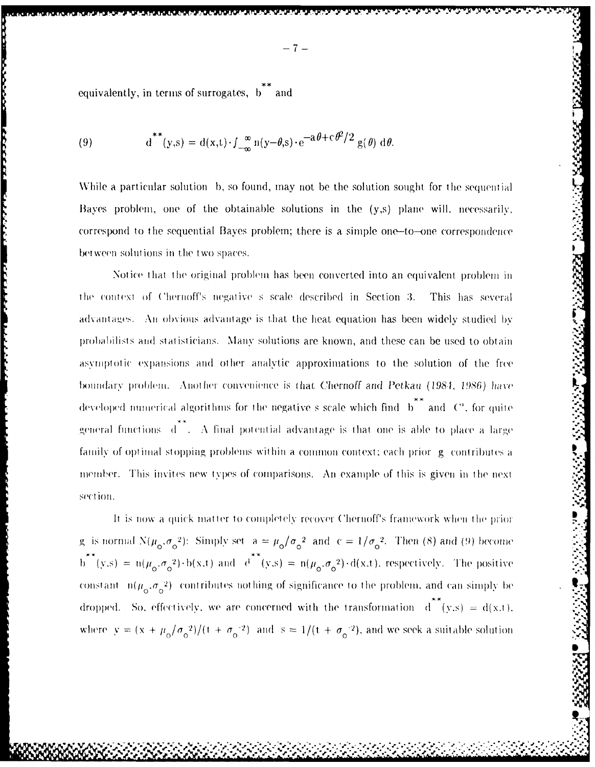equivalently, in terms of surrogates, $b^{**}$ and

$$(9) \qquad d^{**}(y,s) = d(x,t) \cdot \int_{-\infty}^{\infty} n(y-\theta,s) \cdot e^{-a\theta + c\theta^2/2} g(\theta) \, d\theta.$$

While a particular solution b, so found, may not be the solution sought for the sequential Bayes problem, one of the obtainable solutions in the (y,s) plane will, necessarily, correspond to the sequential Bayes problem; there is a simple one–to–one correspondence between solutions in the two spaces.

Notice that the original problem has been converted into an equivalent problem in the context of Chernoff's negative s scale described in Section 3. This has several advantages. An obvious advantage is that the heat equation has been widely studied by probabilists and statisticians. Many solutions are known, and these can be used to obtain asymptotic expansions and other analytic approximations to the solution of the free boundary problem. Another convenience is that Chernoff and Petkau (1984, 1986) have developed numerical algorithms for the negative s scale which find $b^{**}$ and $C''$, for quite general functions $d^{**}$. A final potential advantage is that one is able to place a large family of optimal stopping problems within a common context; each prior g contributes a member. This invites new types of comparisons. An example of this is given in the next section.

It is now a quick matter to completely recover Chernoff's framework when the prior g is normal $N(\mu_o, \sigma_o^2)$: Simply set $a = \mu_o/\sigma_o^2$ and $c = 1/\sigma_o^2$. Then (8) and (9) become $b^{**}(y,s) = n(\mu_o, \sigma_o^2) \cdot b(x,t)$ and $d^{**}(y,s) = n(\mu_o, \sigma_o^2) \cdot d(x,t)$, respectively. The positive constant $n(\mu_o, \sigma_o^2)$ contributes nothing of significance to the problem, and can simply be dropped. So, effectively, we are concerned with the transformation $d^{**}(y,s) = d(x,t)$, where $y = (x + \mu_o/\sigma_o^2)/(t + \sigma_o^{-2})$ and $s = 1/(t + \sigma_o^{-2})$, and we seek a suitable solution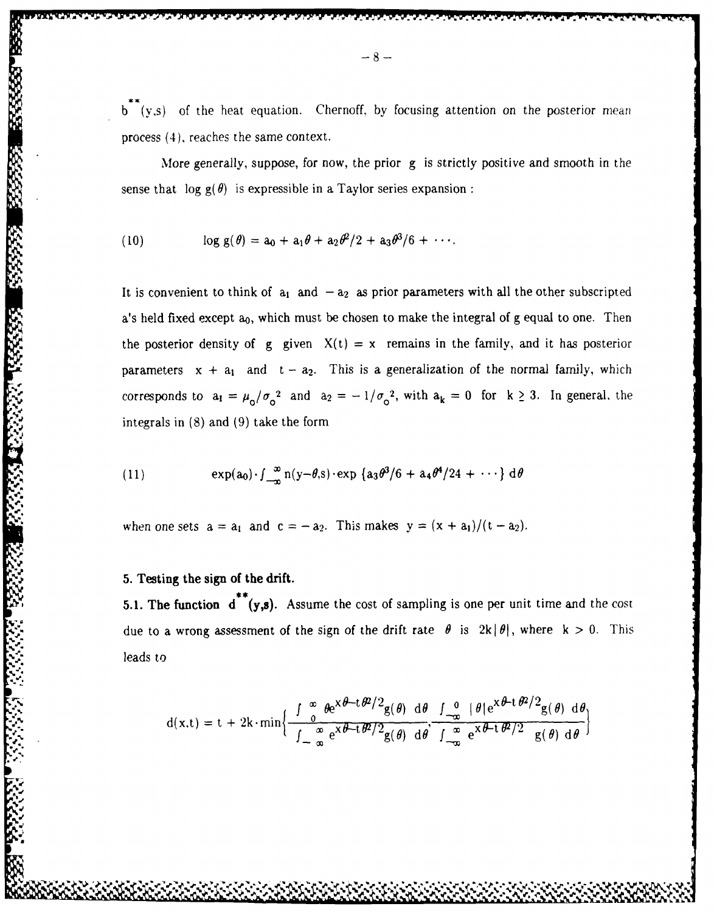$b^{**}(y,s)$ of the heat equation. Chernoff, by focusing attention on the posterior mean process (4), reaches the same context.

More generally, suppose, for now, the prior $g$ is strictly positive and smooth in the sense that $\log g(\theta)$ is expressible in a Taylor series expansion :

$$\text{(10)} \qquad \log g(\theta) = a_0 + a_1\theta + a_2\theta^2/2 + a_3\theta^3/6 + \cdots.$$

It is convenient to think of $a_1$ and $-a_2$ as prior parameters with all the other subscripted a's held fixed except $a_0$, which must be chosen to make the integral of g equal to one. Then the posterior density of $g$ given $X(t) = x$ remains in the family, and it has posterior parameters $x + a_1$ and $t - a_2$. This is a generalization of the normal family, which corresponds to $a_1 = \mu_o/\sigma_o^2$ and $a_2 = -1/\sigma_o^2$, with $a_k = 0$ for $k \geq 3$. In general, the integrals in (8) and (9) take the form

$$\text{(11)} \qquad \exp(a_0)\cdot\int_{-\infty}^{\infty} n(y-\theta,s)\cdot\exp\{a_3\theta^3/6 + a_4\theta^4/24 + \cdots\}\, d\theta$$

when one sets $a = a_1$ and $c = -a_2$. This makes $y = (x + a_1)/(t - a_2)$.

## 5. Testing the sign of the drift.

**5.1. The function $d^{**}(y,s)$.** Assume the cost of sampling is one per unit time and the cost due to a wrong assessment of the sign of the drift rate $\theta$ is $2k|\theta|$, where $k > 0$. This leads to

$$d(x,t) = t + 2k\cdot\min\left\{\frac{\int_0^{\infty}\theta e^{x\theta - t\theta^2/2}g(\theta)\, d\theta}{\int_{-\infty}^{\infty} e^{x\theta - t\theta^2/2}g(\theta)\, d\theta}, \frac{\int_{-\infty}^{0}|\theta| e^{x\theta - t\theta^2/2}g(\theta)\, d\theta}{\int_{-\infty}^{\infty} e^{x\theta - t\theta^2/2}\, g(\theta)\, d\theta}\right\}$$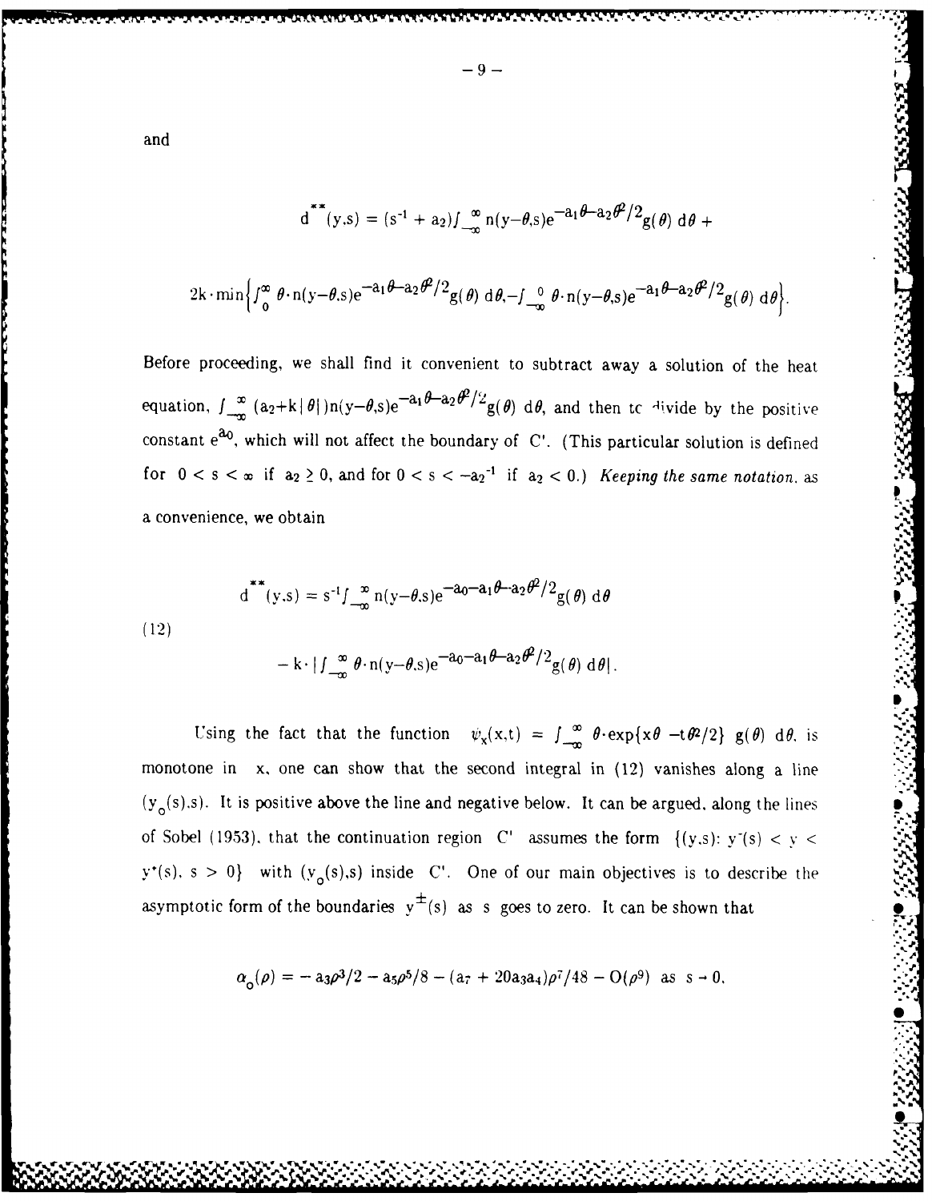and

$$d^{**}(y,s) = (s^{-1} + a_2)\int_{-\infty}^{\infty} n(y-\theta,s)e^{-a_1\theta - a_2\theta^2/2}g(\theta)\, d\theta +$$

$$2k\cdot \min\left\{\int_{0}^{\infty} \theta\cdot n(y-\theta,s)e^{-a_1\theta - a_2\theta^2/2}g(\theta)\, d\theta, -\int_{-\infty}^{0} \theta\cdot n(y-\theta,s)e^{-a_1\theta - a_2\theta^2/2}g(\theta)\, d\theta\right\}.$$

Before proceeding, we shall find it convenient to subtract away a solution of the heat equation, $\int_{-\infty}^{\infty} (a_2+k|\theta|)n(y-\theta,s)e^{-a_1\theta-a_2\theta^2/2}g(\theta)\, d\theta$, and then to divide by the positive constant $e^{a_0}$, which will not affect the boundary of C'. (This particular solution is defined for $0 < s < \infty$ if $a_2 \geq 0$, and for $0 < s < -a_2^{-1}$ if $a_2 < 0$.) *Keeping the same notation*, as a convenience, we obtain

$$
\begin{aligned}
d^{**}(y,s) &= s^{-1}\int_{-\infty}^{\infty} n(y-\theta,s)e^{-a_0-a_1\theta-a_2\theta^2/2}g(\theta)\, d\theta \\
&\quad - k\cdot \left|\int_{-\infty}^{\infty} \theta\cdot n(y-\theta,s)e^{-a_0-a_1\theta-a_2\theta^2/2}g(\theta)\, d\theta\right|.
\end{aligned}
\tag{12}
$$

Using the fact that the function $\psi_x(x,t) = \int_{-\infty}^{\infty} \theta\cdot\exp\{x\theta - t\theta^2/2\}\, g(\theta)\, d\theta$, is monotone in $x$, one can show that the second integral in (12) vanishes along a line $(y_0(s),s)$. It is positive above the line and negative below. It can be argued, along the lines of Sobel (1953), that the continuation region C' assumes the form $\{(y,s)\colon y^-(s) < y < y^+(s),\ s > 0\}$ with $(y_0(s),s)$ inside C'. One of our main objectives is to describe the asymptotic form of the boundaries $y^{\pm}(s)$ as $s$ goes to zero. It can be shown that

$$\alpha_0(\rho) = -a_3\rho^3/2 - a_5\rho^5/8 - (a_7 + 20a_3a_4)\rho^7/48 - O(\rho^9) \text{ as } s \to 0,$$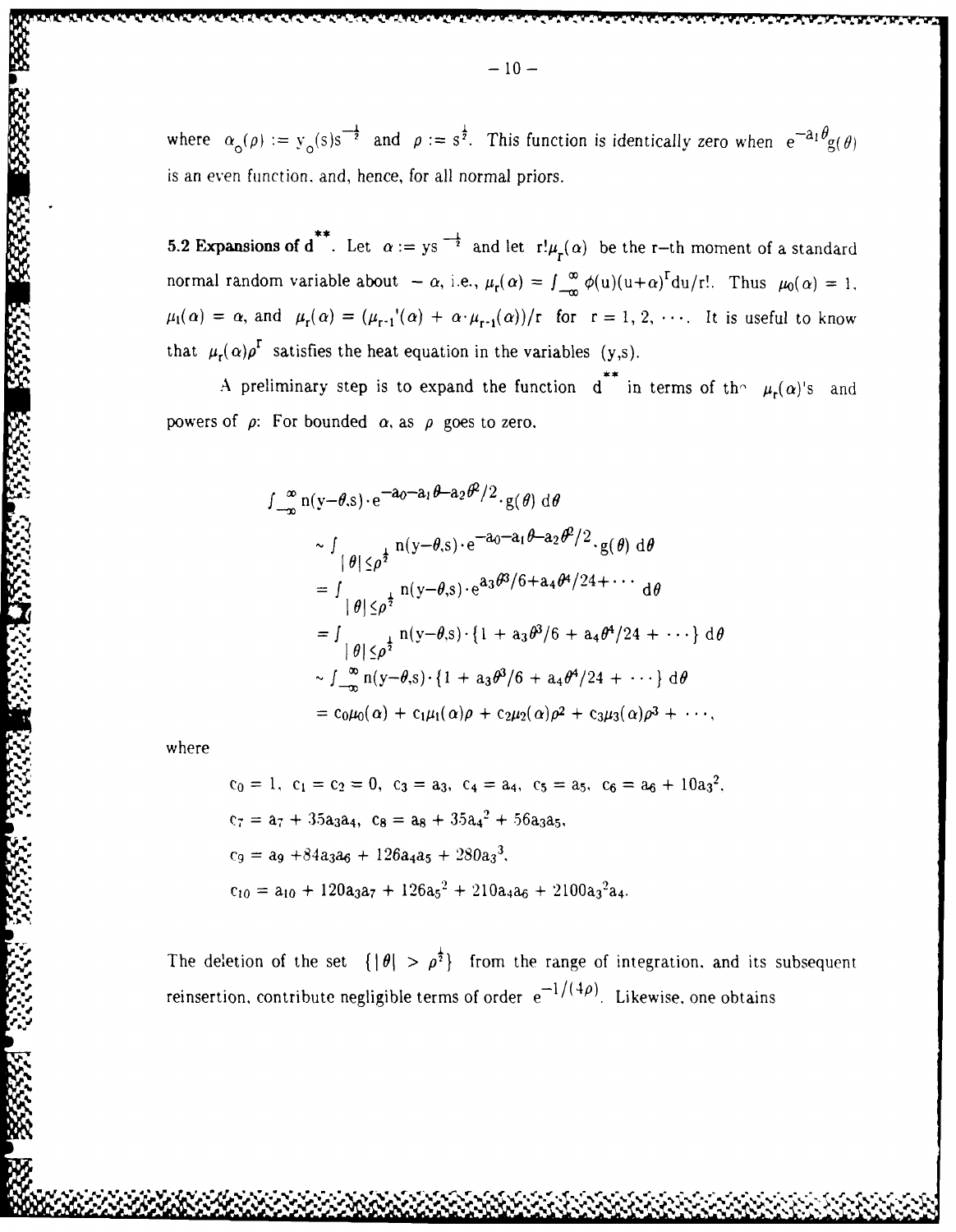where $\alpha_o(\rho) := y_o(s)s^{-\frac{1}{2}}$ and $\rho := s^{\frac{1}{2}}$. This function is identically zero when $e^{-a_1\theta}g(\theta)$ is an even function, and, hence, for all normal priors.

**5.2 Expansions of $d^{**}$.** Let $\alpha := ys^{-\frac{1}{2}}$ and let $r!\mu_r(\alpha)$ be the r–th moment of a standard normal random variable about $-\alpha$, i.e., $\mu_r(\alpha) = \int_{-\infty}^{\infty} \phi(u)(u+\alpha)^r du/r!$. Thus $\mu_0(\alpha) = 1$, $\mu_1(\alpha) = \alpha$, and $\mu_r(\alpha) = (\mu_{r-1}'(\alpha) + \alpha\cdot\mu_{r-1}(\alpha))/r$ for $r = 1, 2, \cdots$. It is useful to know that $\mu_r(\alpha)\rho^r$ satisfies the heat equation in the variables $(y,s)$.

A preliminary step is to expand the function $d^{**}$ in terms of the $\mu_r(\alpha)$'s and powers of $\rho$: For bounded $\alpha$, as $\rho$ goes to zero,

$$
\begin{aligned}
&\int_{-\infty}^{\infty} n(y-\theta,s)\cdot e^{-a_0-a_1\theta-a_2\theta^2/2}\cdot g(\theta)\, d\theta \\
&\sim \int_{|\theta|\le\rho^{\frac{1}{2}}} n(y-\theta,s)\cdot e^{-a_0-a_1\theta-a_2\theta^2/2}\cdot g(\theta)\, d\theta \\
&= \int_{|\theta|\le\rho^{\frac{1}{2}}} n(y-\theta,s)\cdot e^{a_3\theta^3/6+a_4\theta^4/24+\cdots}\, d\theta \\
&= \int_{|\theta|\le\rho^{\frac{1}{2}}} n(y-\theta,s)\cdot\{1 + a_3\theta^3/6 + a_4\theta^4/24 + \cdots\}\, d\theta \\
&\sim \int_{-\infty}^{\infty} n(y-\theta,s)\cdot\{1 + a_3\theta^3/6 + a_4\theta^4/24 + \cdots\}\, d\theta \\
&= c_0\mu_0(\alpha) + c_1\mu_1(\alpha)\rho + c_2\mu_2(\alpha)\rho^2 + c_3\mu_3(\alpha)\rho^3 + \cdots,
\end{aligned}
$$

where

$$c_0 = 1,\ c_1 = c_2 = 0,\ c_3 = a_3,\ c_4 = a_4,\ c_5 = a_5,\ c_6 = a_6 + 10a_3^2,$$

$$c_7 = a_7 + 35a_3a_4,\ c_8 = a_8 + 35a_4^2 + 56a_3a_5,$$

$$c_9 = a_9 + 84a_3a_6 + 126a_4a_5 + 280a_3^3,$$

$$c_{10} = a_{10} + 120a_3a_7 + 126a_5^2 + 210a_4a_6 + 2100a_3^2a_4.$$

The deletion of the set $\{|\theta| > \rho^{\frac{1}{2}}\}$ from the range of integration, and its subsequent reinsertion, contribute negligible terms of order $e^{-1/(4\rho)}$. Likewise, one obtains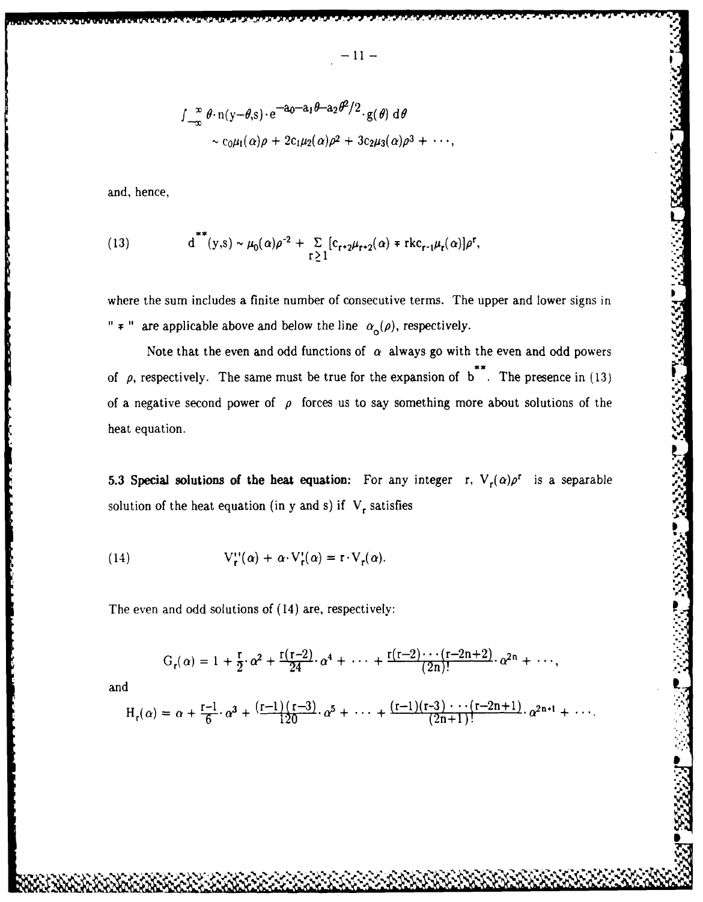$$\int_{-\infty}^{\infty} \theta \cdot n(y-\theta,s) \cdot e^{-a_0 - a_1\theta - a_2\theta^2/2} \cdot g(\theta)\, d\theta$$
$$\sim c_0\mu_1(\alpha)\rho + 2c_1\mu_2(\alpha)\rho^2 + 3c_2\mu_3(\alpha)\rho^3 + \cdots,$$

and, hence,

$$d^{**}(y,s) \sim \mu_0(\alpha)\rho^{-2} + \sum_{r\geq 1} [c_{r+2}\mu_{r+2}(\alpha) \mp rkc_{r-1}\mu_r(\alpha)]\rho^r, \tag{13}$$

where the sum includes a finite number of consecutive terms. The upper and lower signs in " $\mp$ " are applicable above and below the line $\alpha_o(\rho)$, respectively.

Note that the even and odd functions of $\alpha$ always go with the even and odd powers of $\rho$, respectively. The same must be true for the expansion of $b^{**}$. The presence in (13) of a negative second power of $\rho$ forces us to say something more about solutions of the heat equation.

**5.3 Special solutions of the heat equation:** For any integer $r$, $V_r(\alpha)\rho^r$ is a separable solution of the heat equation (in y and s) if $V_r$ satisfies

$$V_r''(\alpha) + \alpha \cdot V_r'(\alpha) = r \cdot V_r(\alpha). \tag{14}$$

The even and odd solutions of (14) are, respectively:

$$G_r(\alpha) = 1 + \frac{r}{2} \cdot \alpha^2 + \frac{r(r-2)}{24} \cdot \alpha^4 + \cdots + \frac{r(r-2)\cdots(r-2n+2)}{(2n)!} \cdot \alpha^{2n} + \cdots,$$

and

$$H_r(\alpha) = \alpha + \frac{r-1}{6} \cdot \alpha^3 + \frac{(r-1)(r-3)}{120} \cdot \alpha^5 + \cdots + \frac{(r-1)(r-3)\cdots(r-2n+1)}{(2n+1)!} \cdot \alpha^{2n+1} + \cdots.$$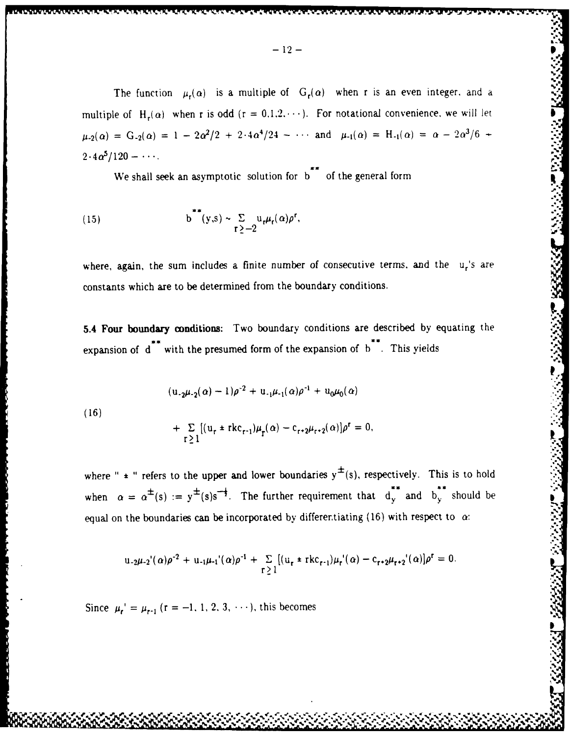The function $\mu_r(\alpha)$ is a multiple of $G_r(\alpha)$ when r is an even integer, and a multiple of $H_r(\alpha)$ when r is odd ($r = 0,1,2,\cdots$). For notational convenience, we will let $\mu_{-2}(\alpha) = G_{-2}(\alpha) = 1 - 2\alpha^2/2 + 2\cdot 4\alpha^4/24 - \cdots$ and $\mu_{-1}(\alpha) = H_{-1}(\alpha) = \alpha - 2\alpha^3/6 + 2\cdot 4\alpha^5/120 - \cdots$.

We shall seek an asymptotic solution for $b^{**}$ of the general form

$$
(15) \qquad b^{**}(y,s) \sim \sum_{r \geq -2} u_r \mu_r(\alpha)\rho^r,
$$

where, again, the sum includes a finite number of consecutive terms, and the $u_r$'s are constants which are to be determined from the boundary conditions.

**5.4 Four boundary conditions:** Two boundary conditions are described by equating the expansion of $d^{**}$ with the presumed form of the expansion of $b^{**}$. This yields

$$
(16) \qquad \begin{aligned} &(u_{-2}\mu_{-2}(\alpha) - 1)\rho^{-2} + u_{-1}\mu_{-1}(\alpha)\rho^{-1} + u_0\mu_0(\alpha) \\ &+ \sum_{r \geq 1} [(u_r \pm rkc_{r-1})\mu_r(\alpha) - c_{r+2}\mu_{r+2}(\alpha)]\rho^r = 0, \end{aligned}
$$

where " $\pm$ " refers to the upper and lower boundaries $y^{\pm}(s)$, respectively. This is to hold when $\alpha = \alpha^{\pm}(s) := y^{\pm}(s)s^{-\frac{1}{2}}$. The further requirement that $d_y^{**}$ and $b_y^{**}$ should be equal on the boundaries can be incorporated by differentiating (16) with respect to $\alpha$:

$$
u_{-2}\mu_{-2}'(\alpha)\rho^{-2} + u_{-1}\mu_{-1}'(\alpha)\rho^{-1} + \sum_{r \geq 1} [(u_r \pm rkc_{r-1})\mu_r'(\alpha) - c_{r+2}\mu_{r+2}'(\alpha)]\rho^r = 0.
$$

Since $\mu_r' = \mu_{r-1}$ ($r = -1, 1, 2, 3, \cdots$), this becomes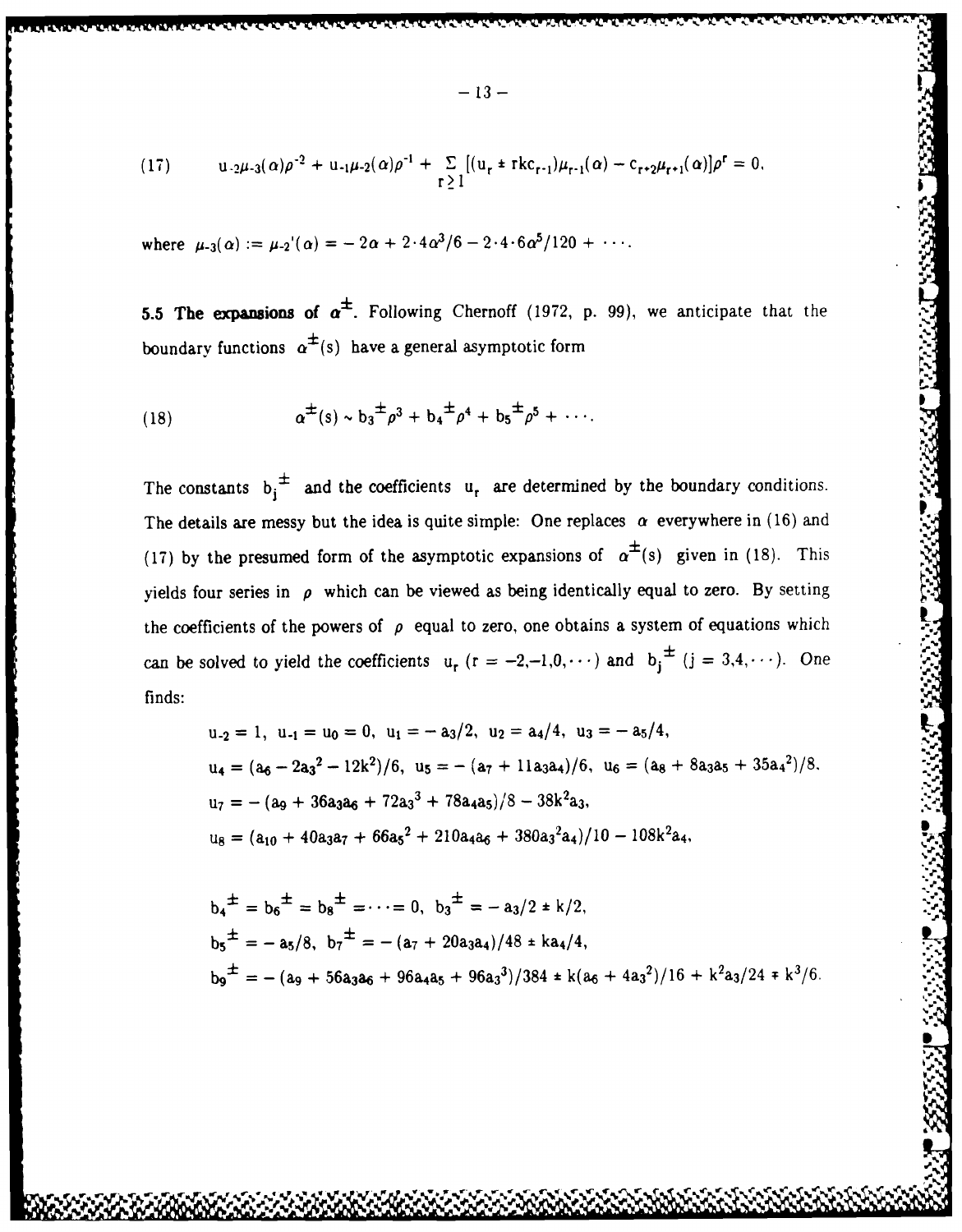$$(17) \qquad u_{-2}\mu_{-3}(\alpha)\rho^{-2} + u_{-1}\mu_{-2}(\alpha)\rho^{-1} + \sum_{r\geq 1} [(u_r \pm rkc_{r-1})\mu_{r-1}(\alpha) - c_{r+2}\mu_{r+1}(\alpha)]\rho^r = 0,$$

where $\mu_{-3}(\alpha) := \mu_{-2}'(\alpha) = -2\alpha + 2\cdot 4\alpha^3/6 - 2\cdot 4\cdot 6\alpha^5/120 + \cdots$.

**5.5 The expansions of $\alpha^{\pm}$.** Following Chernoff (1972, p. 99), we anticipate that the boundary functions $\alpha^{\pm}(s)$ have a general asymptotic form

$$(18) \qquad \alpha^{\pm}(s) \sim b_3^{\pm}\rho^3 + b_4^{\pm}\rho^4 + b_5^{\pm}\rho^5 + \cdots.$$

The constants $b_j^{\pm}$ and the coefficients $u_r$ are determined by the boundary conditions. The details are messy but the idea is quite simple: One replaces $\alpha$ everywhere in (16) and (17) by the presumed form of the asymptotic expansions of $\alpha^{\pm}(s)$ given in (18). This yields four series in $\rho$ which can be viewed as being identically equal to zero. By setting the coefficients of the powers of $\rho$ equal to zero, one obtains a system of equations which can be solved to yield the coefficients $u_r$ $(r = -2,-1,0,\cdots)$ and $b_j^{\pm}$ $(j = 3,4,\cdots)$. One finds:

$u_{-2} = 1,\ u_{-1} = u_0 = 0,\ u_1 = -a_3/2,\ u_2 = a_4/4,\ u_3 = -a_5/4,$

$u_4 = (a_6 - 2a_3^2 - 12k^2)/6,\ u_5 = -(a_7 + 11a_3a_4)/6,\ u_6 = (a_8 + 8a_3a_5 + 35a_4^2)/8.$

$u_7 = -(a_9 + 36a_3a_6 + 72a_3^3 + 78a_4a_5)/8 - 38k^2a_3,$

$u_8 = (a_{10} + 40a_3a_7 + 66a_5^2 + 210a_4a_6 + 380a_3^2a_4)/10 - 108k^2a_4,$

$b_4^{\pm} = b_6^{\pm} = b_8^{\pm} = \cdots = 0,\ b_3^{\pm} = -a_3/2 \pm k/2,$

$b_5^{\pm} = -a_5/8,\ b_7^{\pm} = -(a_7 + 20a_3a_4)/48 \pm ka_4/4,$

$b_9^{\pm} = -(a_9 + 56a_3a_6 + 96a_4a_5 + 96a_3^3)/384 \pm k(a_6 + 4a_3^2)/16 + k^2a_3/24 \mp k^3/6.$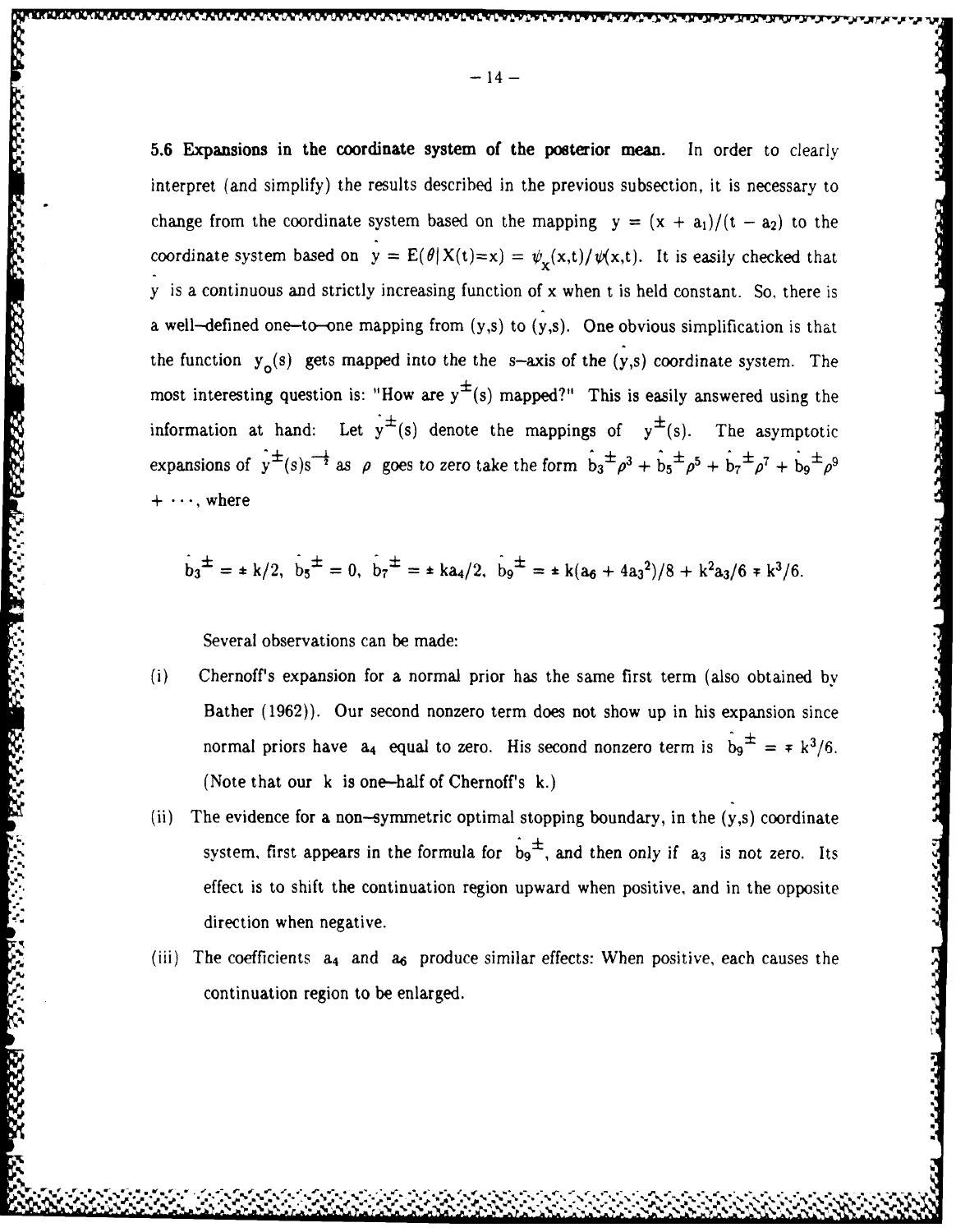**5.6 Expansions in the coordinate system of the posterior mean.** In order to clearly interpret (and simplify) the results described in the previous subsection, it is necessary to change from the coordinate system based on the mapping $y = (x + a_1)/(t - a_2)$ to the coordinate system based on $\dot{y} = E(\theta | X(t)=x) = \psi_x(x,t)/\psi(x,t)$. It is easily checked that $\dot{y}$ is a continuous and strictly increasing function of x when t is held constant. So, there is a well–defined one–to–one mapping from (y,s) to $(\dot{y},s)$. One obvious simplification is that the function $y_o(s)$ gets mapped into the the s–axis of the $(\dot{y},s)$ coordinate system. The most interesting question is: "How are $y^{\pm}(s)$ mapped?" This is easily answered using the information at hand: Let $\dot{y}^{\pm}(s)$ denote the mappings of $y^{\pm}(s)$. The asymptotic expansions of $\dot{y}^{\pm}(s)s^{-\frac{1}{2}}$ as $\rho$ goes to zero take the form $\dot{b}_3^{\pm}\rho^3 + \dot{b}_5^{\pm}\rho^5 + \dot{b}_7^{\pm}\rho^7 + \dot{b}_9^{\pm}\rho^9 + \cdots$, where

$$\dot{b}_3^{\pm} = \pm\, k/2,\ \ \dot{b}_5^{\pm} = 0,\ \ \dot{b}_7^{\pm} = \pm\, ka_4/2,\ \ \dot{b}_9^{\pm} = \pm\, k(a_6 + 4a_3^2)/8 + k^2a_3/6 \mp k^3/6.$$

Several observations can be made:

(i) Chernoff's expansion for a normal prior has the same first term (also obtained by Bather (1962)). Our second nonzero term does not show up in his expansion since normal priors have $a_4$ equal to zero. His second nonzero term is $\dot{b}_9^{\pm} = \mp\, k^3/6$. (Note that our k is one–half of Chernoff's k.)

(ii) The evidence for a non–symmetric optimal stopping boundary, in the $(\dot{y},s)$ coordinate system, first appears in the formula for $\dot{b}_9^{\pm}$, and then only if $a_3$ is not zero. Its effect is to shift the continuation region upward when positive, and in the opposite direction when negative.

(iii) The coefficients $a_4$ and $a_6$ produce similar effects: When positive, each causes the continuation region to be enlarged.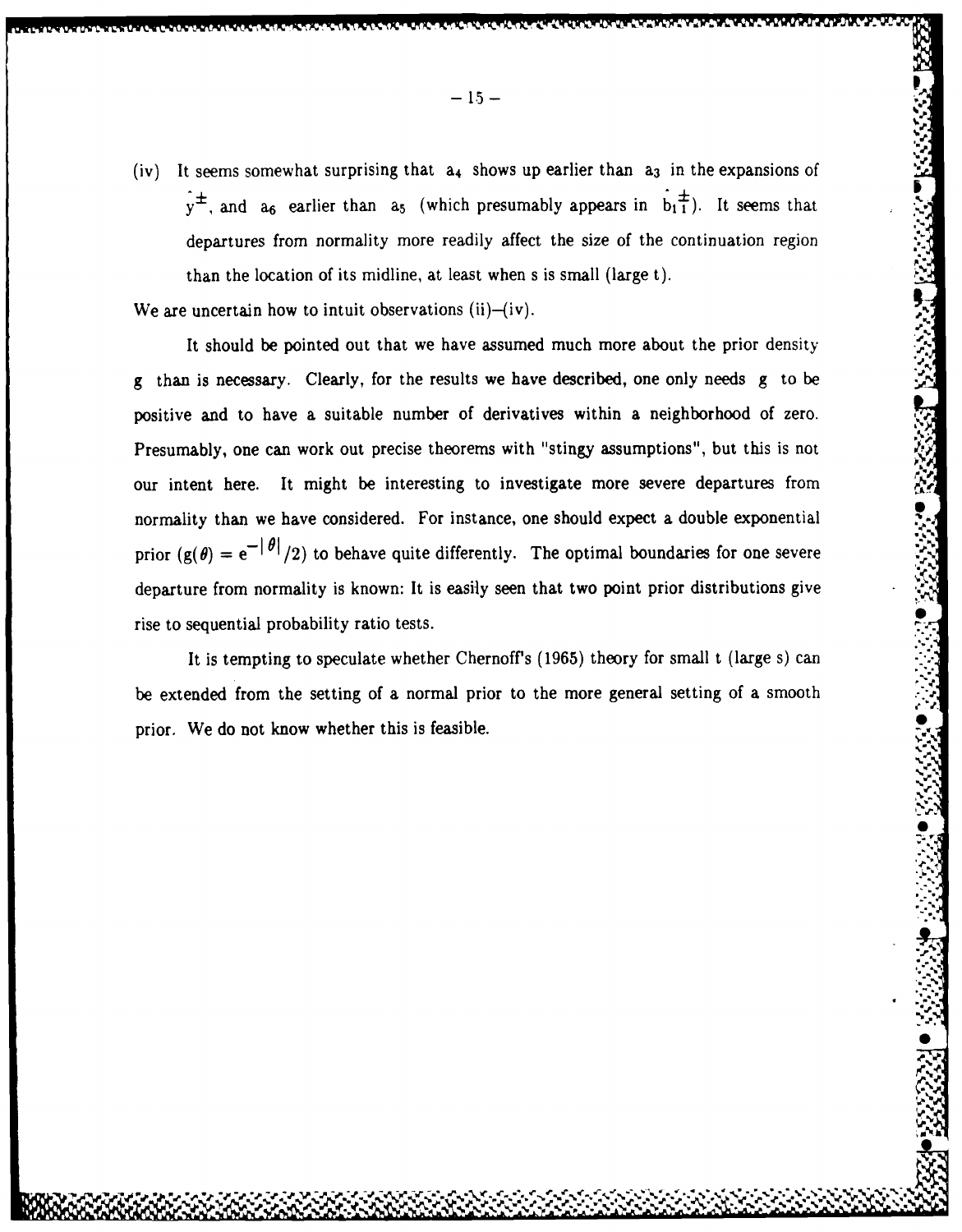(iv) It seems somewhat surprising that $a_4$ shows up earlier than $a_3$ in the expansions of $\hat{y}^{\pm}$, and $a_6$ earlier than $a_5$ (which presumably appears in $\hat{b}_{1\,1}^{\pm}$). It seems that departures from normality more readily affect the size of the continuation region than the location of its midline, at least when s is small (large t).

We are uncertain how to intuit observations (ii)–(iv).

It should be pointed out that we have assumed much more about the prior density g than is necessary. Clearly, for the results we have described, one only needs g to be positive and to have a suitable number of derivatives within a neighborhood of zero. Presumably, one can work out precise theorems with "stingy assumptions", but this is not our intent here. It might be interesting to investigate more severe departures from normality than we have considered. For instance, one should expect a double exponential prior ($g(\theta) = e^{-|\theta|}/2$) to behave quite differently. The optimal boundaries for one severe departure from normality is known: It is easily seen that two point prior distributions give rise to sequential probability ratio tests.

It is tempting to speculate whether Chernoff's (1965) theory for small t (large s) can be extended from the setting of a normal prior to the more general setting of a smooth prior. We do not know whether this is feasible.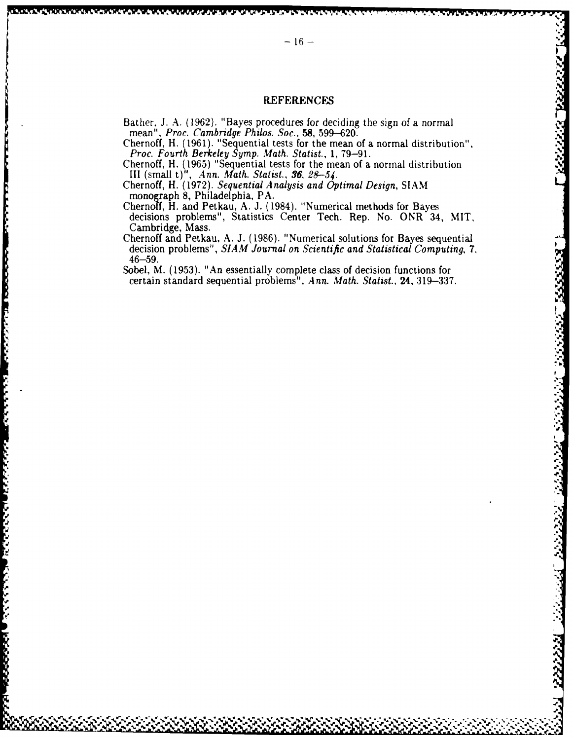# REFERENCES

Bather, J. A. (1962). "Bayes procedures for deciding the sign of a normal mean", *Proc. Cambridge Philos. Soc.*, **58**, 599–620.

Chernoff, H. (1961). "Sequential tests for the mean of a normal distribution", *Proc. Fourth Berkeley Symp. Math. Statist.*, **1**, 79–91.

Chernoff, H. (1965) "Sequential tests for the mean of a normal distribution III (small t)", *Ann. Math. Statist.*, **36**, *28–54*.

Chernoff, H. (1972). *Sequential Analysis and Optimal Design*, SIAM monograph 8, Philadelphia, PA.

Chernoff, H. and Petkau, A. J. (1984). "Numerical methods for Bayes decisions problems", Statistics Center Tech. Rep. No. ONR 34, MIT, Cambridge, Mass.

Chernoff and Petkau, A. J. (1986). "Numerical solutions for Bayes sequential decision problems", *SIAM Journal on Scientific and Statistical Computing*, 7, 46–59.

Sobel, M. (1953). "An essentially complete class of decision functions for certain standard sequential problems", *Ann. Math. Statist.*, **24**, 319–337.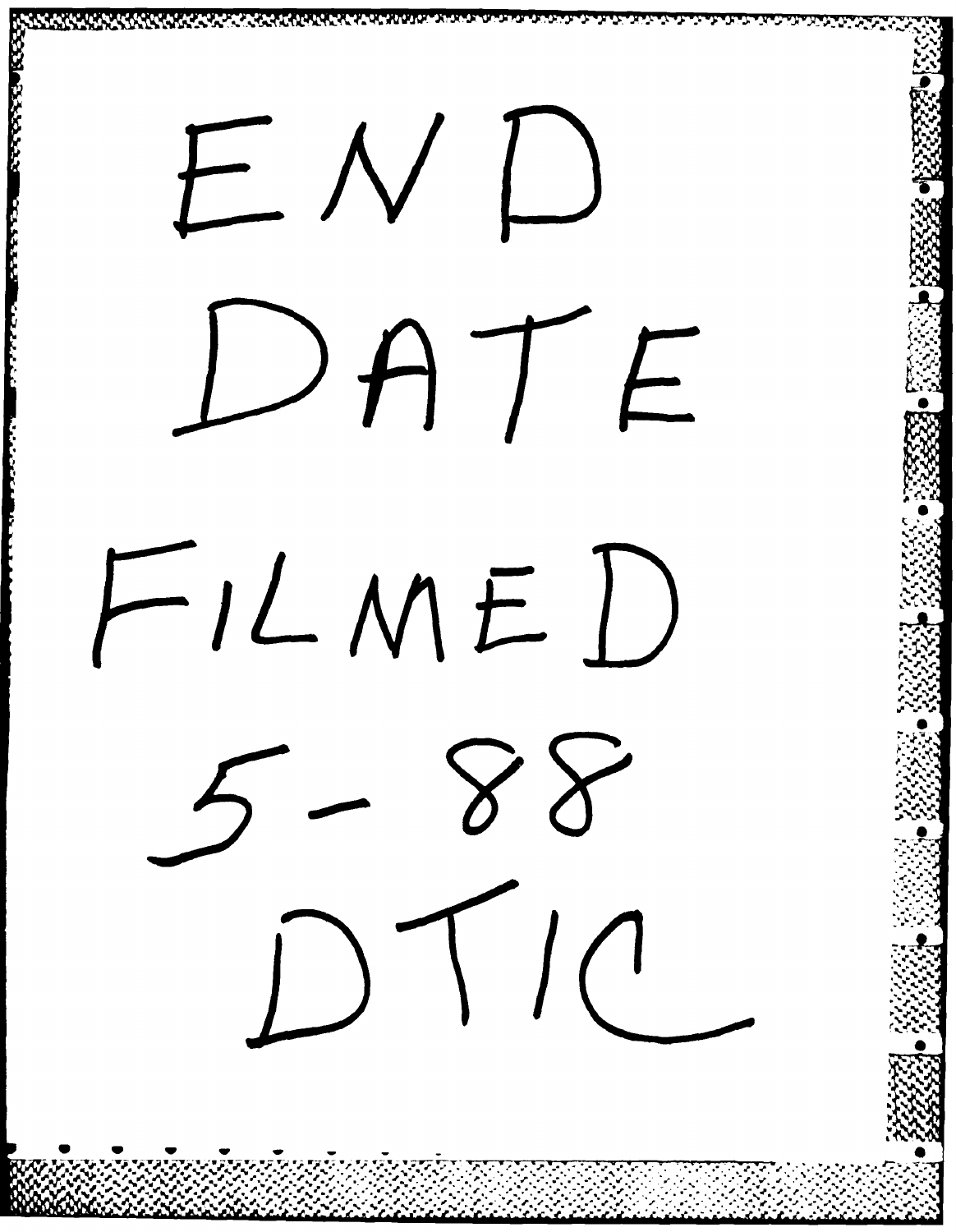END

DATE

FILMED

5-88

DTIC